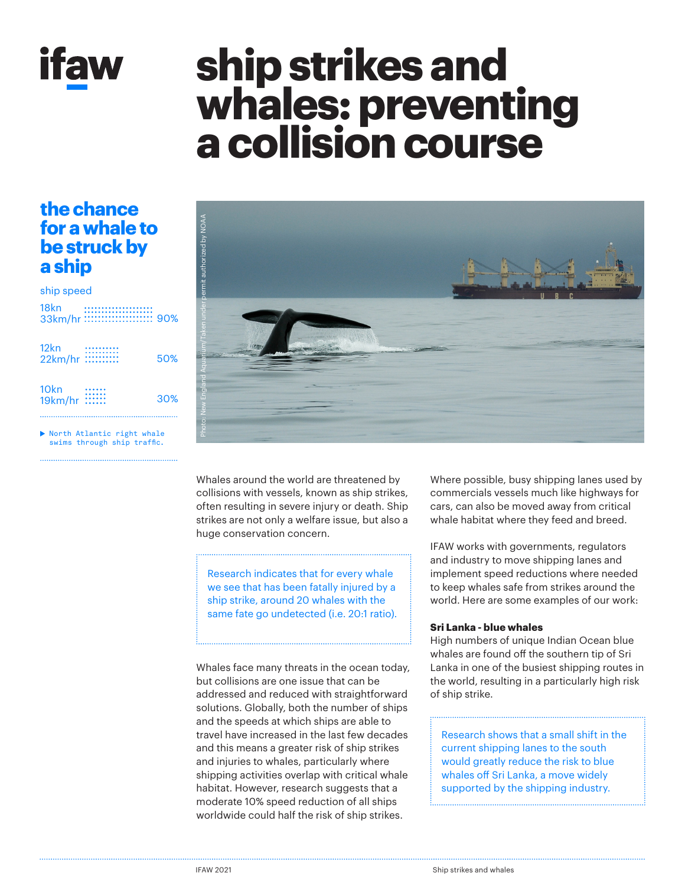# ship strikes and whales: preventing a collision course

## the chance for a whale to be struck by a ship

| ship speed | chance |
|---|---|
| 18kn 33km/hr | 90% |
| 12kn 22km/hr | 50% |
| 10kn 19km/hr | 30% |

▶ North Atlantic right whale swims through ship traffic.

Photo: New England Aquarium/Taken under permit authorized by NOAA

Whales around the world are threatened by collisions with vessels, known as ship strikes, often resulting in severe injury or death. Ship strikes are not only a welfare issue, but also a huge conservation concern.

> Research indicates that for every whale we see that has been fatally injured by a ship strike, around 20 whales with the same fate go undetected (i.e. 20:1 ratio).

Whales face many threats in the ocean today, but collisions are one issue that can be addressed and reduced with straightforward solutions. Globally, both the number of ships and the speeds at which ships are able to travel have increased in the last few decades and this means a greater risk of ship strikes and injuries to whales, particularly where shipping activities overlap with critical whale habitat. However, research suggests that a moderate 10% speed reduction of all ships worldwide could half the risk of ship strikes.

Where possible, busy shipping lanes used by commercials vessels much like highways for cars, can also be moved away from critical whale habitat where they feed and breed.

IFAW works with governments, regulators and industry to move shipping lanes and implement speed reductions where needed to keep whales safe from strikes around the world. Here are some examples of our work:

**Sri Lanka - blue whales**
High numbers of unique Indian Ocean blue whales are found off the southern tip of Sri Lanka in one of the busiest shipping routes in the world, resulting in a particularly high risk of ship strike.

> Research shows that a small shift in the current shipping lanes to the south would greatly reduce the risk to blue whales off Sri Lanka, a move widely supported by the shipping industry.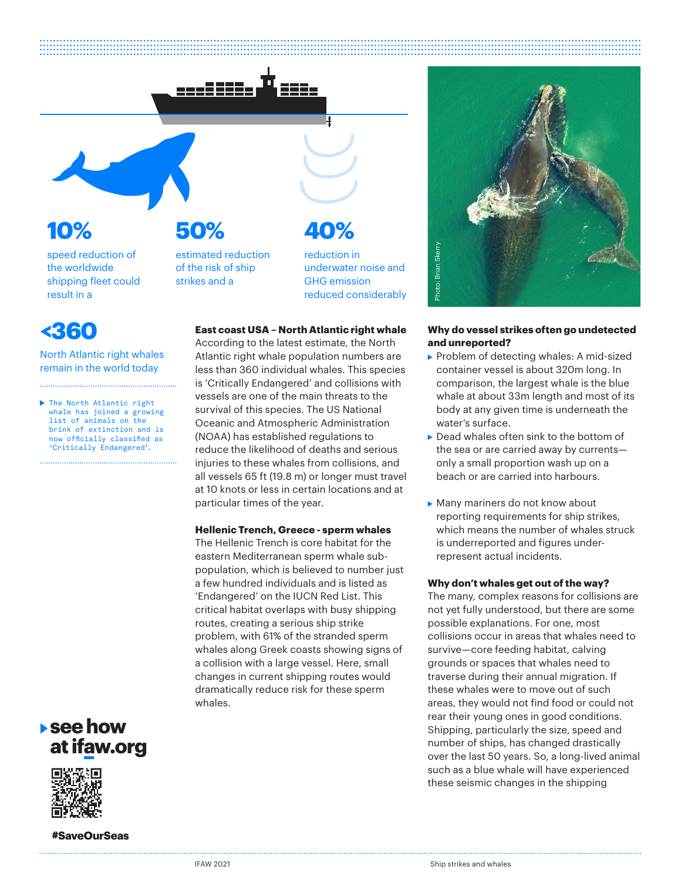**10%**

speed reduction of the worldwide shipping fleet could result in a

**50%**

estimated reduction of the risk of ship strikes and a

**40%**

reduction in underwater noise and GHG emission reduced considerably

Photo: Brian Skerry

**<360**

North Atlantic right whales remain in the world today

- The North Atlantic right whale has joined a growing list of animals on the brink of extinction and is now officially classified as 'Critically Endangered'.

**East coast USA – North Atlantic right whale**
According to the latest estimate, the North Atlantic right whale population numbers are less than 360 individual whales. This species is 'Critically Endangered' and collisions with vessels are one of the main threats to the survival of this species. The US National Oceanic and Atmospheric Administration (NOAA) has established regulations to reduce the likelihood of deaths and serious injuries to these whales from collisions, and all vessels 65 ft (19.8 m) or longer must travel at 10 knots or less in certain locations and at particular times of the year.

**Hellenic Trench, Greece - sperm whales**
The Hellenic Trench is core habitat for the eastern Mediterranean sperm whale sub-population, which is believed to number just a few hundred individuals and is listed as 'Endangered' on the IUCN Red List. This critical habitat overlaps with busy shipping routes, creating a serious ship strike problem, with 61% of the stranded sperm whales along Greek coasts showing signs of a collision with a large vessel. Here, small changes in current shipping routes would dramatically reduce risk for these sperm whales.

**Why do vessel strikes often go undetected and unreported?**

- Problem of detecting whales: A mid-sized container vessel is about 320m long. In comparison, the largest whale is the blue whale at about 33m length and most of its body at any given time is underneath the water's surface.
- Dead whales often sink to the bottom of the sea or are carried away by currents—only a small proportion wash up on a beach or are carried into harbours.
- Many mariners do not know about reporting requirements for ship strikes, which means the number of whales struck is underreported and figures under-represent actual incidents.

**Why don't whales get out of the way?**
The many, complex reasons for collisions are not yet fully understood, but there are some possible explanations. For one, most collisions occur in areas that whales need to survive—core feeding habitat, calving grounds or spaces that whales need to traverse during their annual migration. If these whales were to move out of such areas, they would not find food or could not rear their young ones in good conditions. Shipping, particularly the size, speed and number of ships, has changed drastically over the last 50 years. So, a long-lived animal such as a blue whale will have experienced these seismic changes in the shipping

**see how at ifaw.org**

**#SaveOurSeas**